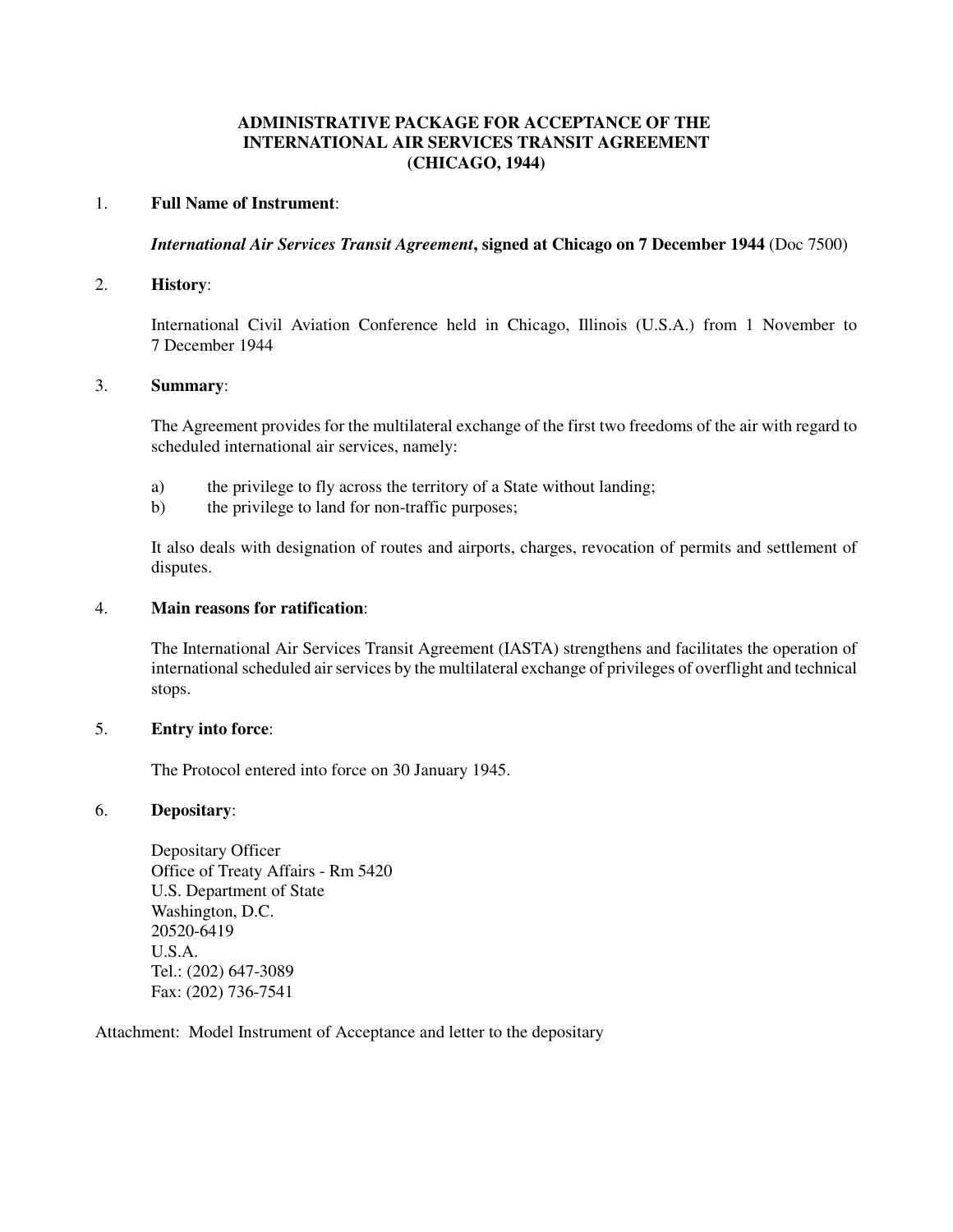# ADMINISTRATIVE PACKAGE FOR ACCEPTANCE OF THE INTERNATIONAL AIR SERVICES TRANSIT AGREEMENT (CHICAGO, 1944)

1. **Full Name of Instrument**:

   ***International Air Services Transit Agreement*, signed at Chicago on 7 December 1944** (Doc 7500)

2. **History**:

   International Civil Aviation Conference held in Chicago, Illinois (U.S.A.) from 1 November to 7 December 1944

3. **Summary**:

   The Agreement provides for the multilateral exchange of the first two freedoms of the air with regard to scheduled international air services, namely:

   a) the privilege to fly across the territory of a State without landing;
   b) the privilege to land for non-traffic purposes;

   It also deals with designation of routes and airports, charges, revocation of permits and settlement of disputes.

4. **Main reasons for ratification**:

   The International Air Services Transit Agreement (IASTA) strengthens and facilitates the operation of international scheduled air services by the multilateral exchange of privileges of overflight and technical stops.

5. **Entry into force**:

   The Protocol entered into force on 30 January 1945.

6. **Depositary**:

   Depositary Officer
   Office of Treaty Affairs - Rm 5420
   U.S. Department of State
   Washington, D.C.
   20520-6419
   U.S.A.
   Tel.: (202) 647-3089
   Fax: (202) 736-7541

Attachment: Model Instrument of Acceptance and letter to the depositary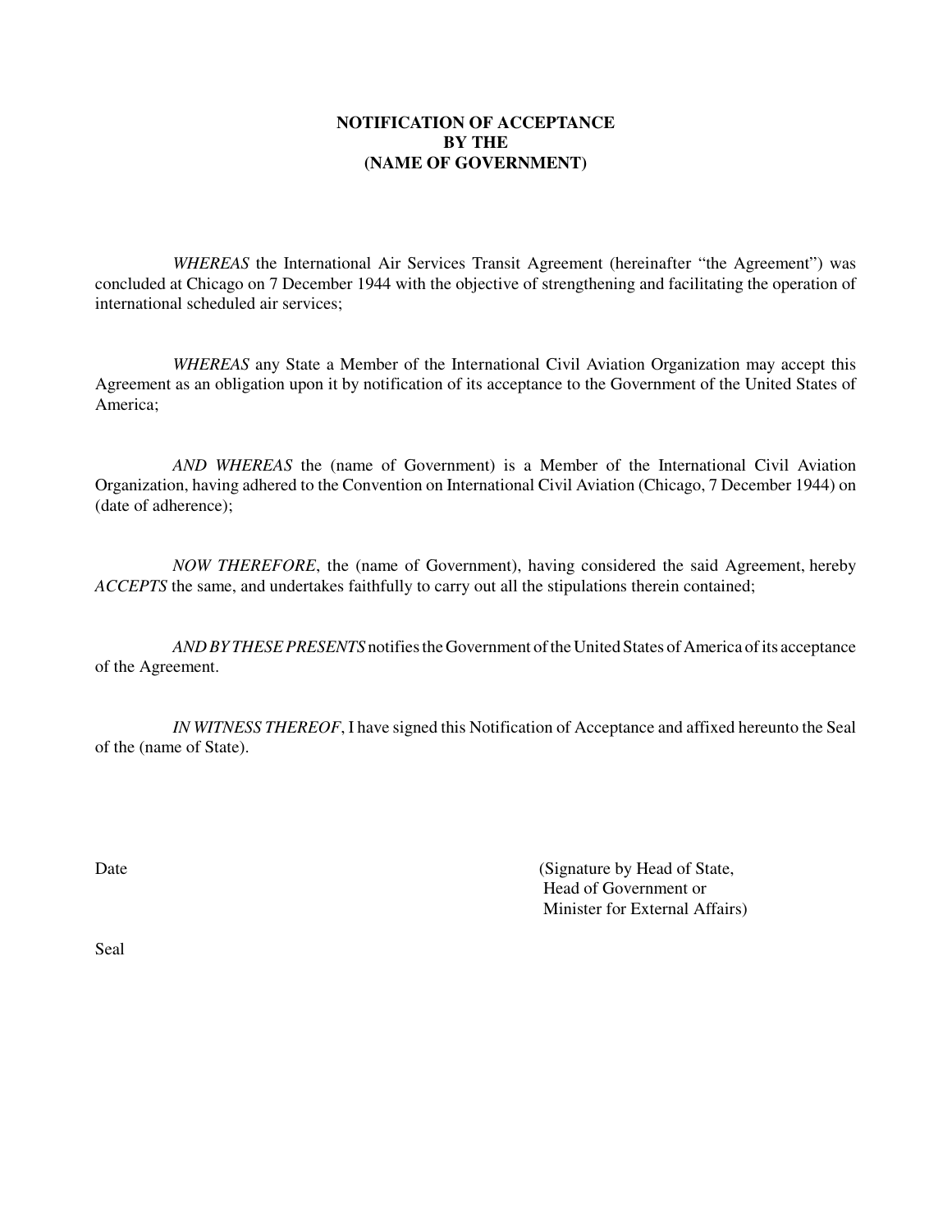**NOTIFICATION OF ACCEPTANCE
BY THE
(NAME OF GOVERNMENT)**

*WHEREAS* the International Air Services Transit Agreement (hereinafter "the Agreement") was concluded at Chicago on 7 December 1944 with the objective of strengthening and facilitating the operation of international scheduled air services;

*WHEREAS* any State a Member of the International Civil Aviation Organization may accept this Agreement as an obligation upon it by notification of its acceptance to the Government of the United States of America;

*AND WHEREAS* the (name of Government) is a Member of the International Civil Aviation Organization, having adhered to the Convention on International Civil Aviation (Chicago, 7 December 1944) on (date of adherence);

*NOW THEREFORE*, the (name of Government), having considered the said Agreement, hereby *ACCEPTS* the same, and undertakes faithfully to carry out all the stipulations therein contained;

*AND BY THESE PRESENTS* notifies the Government of the United States of America of its acceptance of the Agreement.

*IN WITNESS THEREOF*, I have signed this Notification of Acceptance and affixed hereunto the Seal of the (name of State).

Date

(Signature by Head of State,
Head of Government or
Minister for External Affairs)

Seal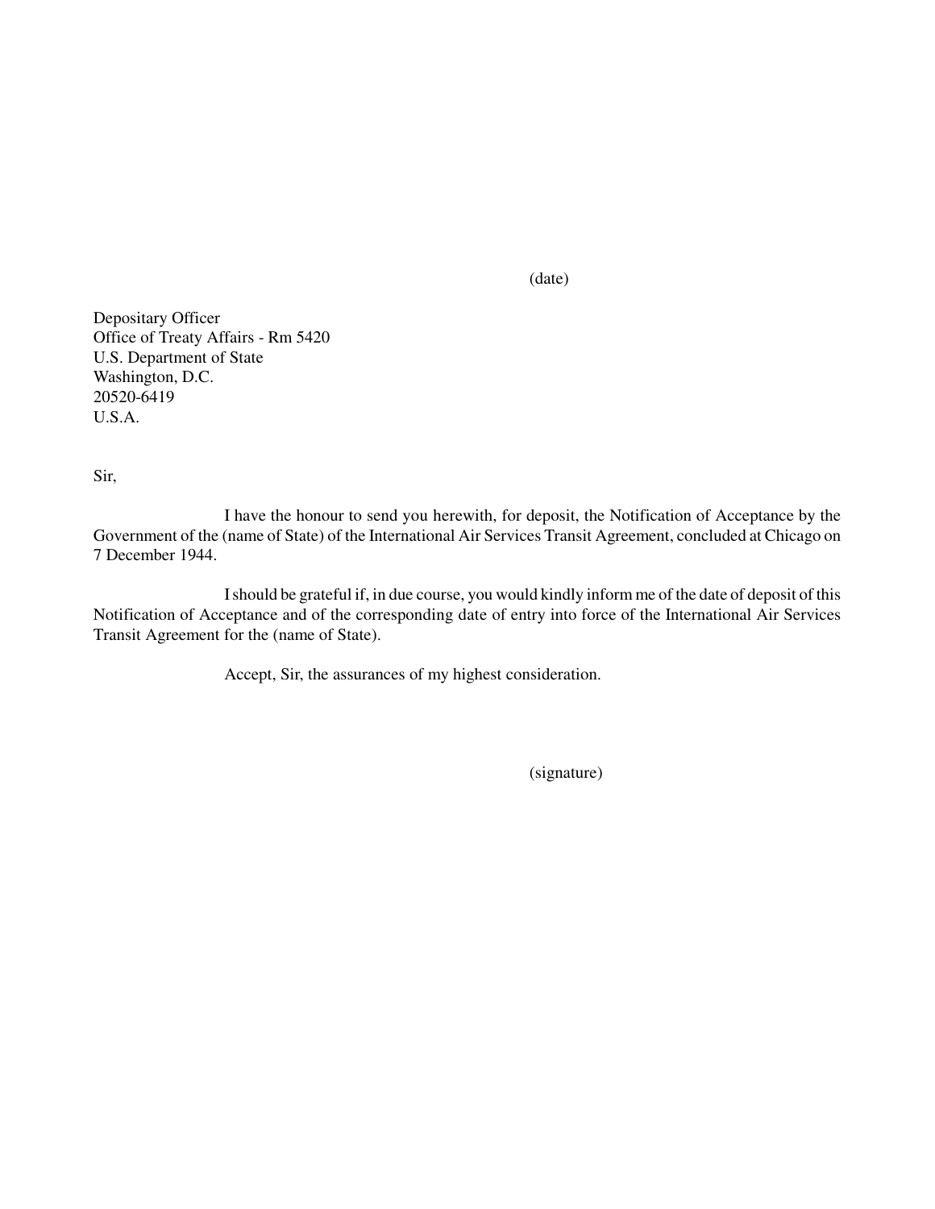(date)

Depositary Officer
Office of Treaty Affairs - Rm 5420
U.S. Department of State
Washington, D.C.
20520-6419
U.S.A.

Sir,

I have the honour to send you herewith, for deposit, the Notification of Acceptance by the Government of the (name of State) of the International Air Services Transit Agreement, concluded at Chicago on 7 December 1944.

I should be grateful if, in due course, you would kindly inform me of the date of deposit of this Notification of Acceptance and of the corresponding date of entry into force of the International Air Services Transit Agreement for the (name of State).

Accept, Sir, the assurances of my highest consideration.

(signature)